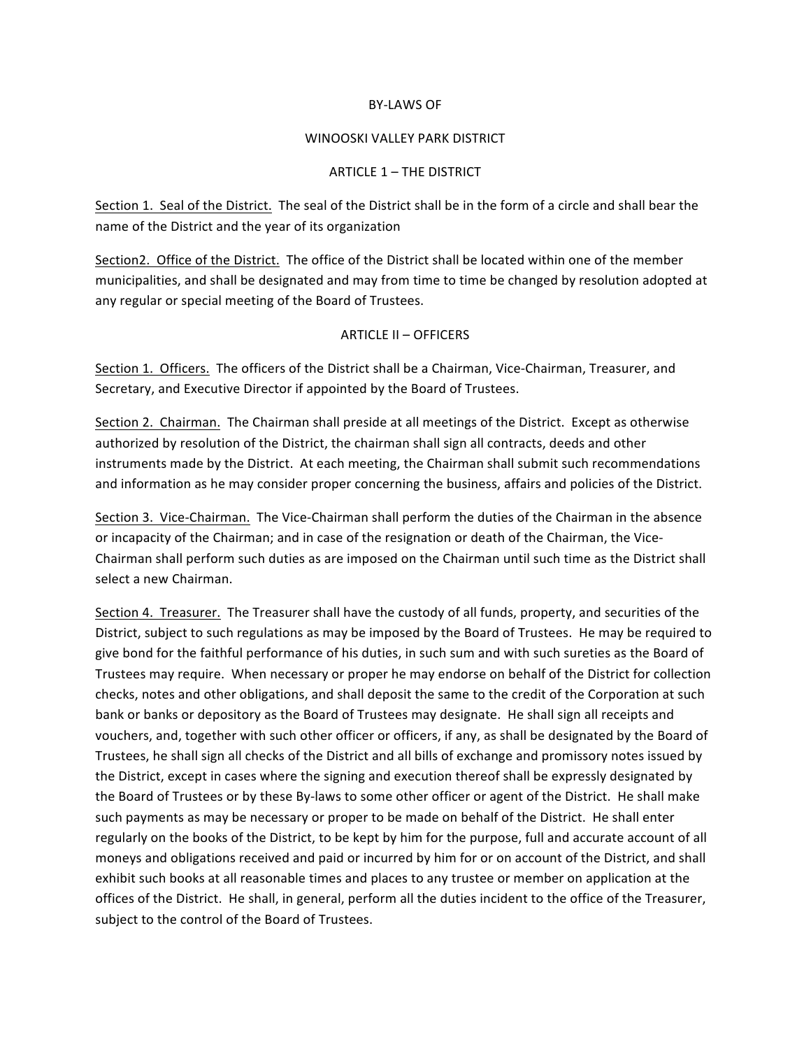# BY-LAWS OF

# WINOOSKI VALLEY PARK DISTRICT

## ARTICLE 1 – THE DISTRICT

<u>Section 1. Seal of the District.</u> The seal of the District shall be in the form of a circle and shall bear the name of the District and the year of its organization

<u>Section2. Office of the District.</u> The office of the District shall be located within one of the member municipalities, and shall be designated and may from time to time be changed by resolution adopted at any regular or special meeting of the Board of Trustees.

## ARTICLE II – OFFICERS

<u>Section 1. Officers.</u> The officers of the District shall be a Chairman, Vice-Chairman, Treasurer, and Secretary, and Executive Director if appointed by the Board of Trustees.

<u>Section 2. Chairman.</u> The Chairman shall preside at all meetings of the District. Except as otherwise authorized by resolution of the District, the chairman shall sign all contracts, deeds and other instruments made by the District. At each meeting, the Chairman shall submit such recommendations and information as he may consider proper concerning the business, affairs and policies of the District.

<u>Section 3. Vice-Chairman.</u> The Vice-Chairman shall perform the duties of the Chairman in the absence or incapacity of the Chairman; and in case of the resignation or death of the Chairman, the Vice-Chairman shall perform such duties as are imposed on the Chairman until such time as the District shall select a new Chairman.

<u>Section 4. Treasurer.</u> The Treasurer shall have the custody of all funds, property, and securities of the District, subject to such regulations as may be imposed by the Board of Trustees. He may be required to give bond for the faithful performance of his duties, in such sum and with such sureties as the Board of Trustees may require. When necessary or proper he may endorse on behalf of the District for collection checks, notes and other obligations, and shall deposit the same to the credit of the Corporation at such bank or banks or depository as the Board of Trustees may designate. He shall sign all receipts and vouchers, and, together with such other officer or officers, if any, as shall be designated by the Board of Trustees, he shall sign all checks of the District and all bills of exchange and promissory notes issued by the District, except in cases where the signing and execution thereof shall be expressly designated by the Board of Trustees or by these By-laws to some other officer or agent of the District. He shall make such payments as may be necessary or proper to be made on behalf of the District. He shall enter regularly on the books of the District, to be kept by him for the purpose, full and accurate account of all moneys and obligations received and paid or incurred by him for or on account of the District, and shall exhibit such books at all reasonable times and places to any trustee or member on application at the offices of the District. He shall, in general, perform all the duties incident to the office of the Treasurer, subject to the control of the Board of Trustees.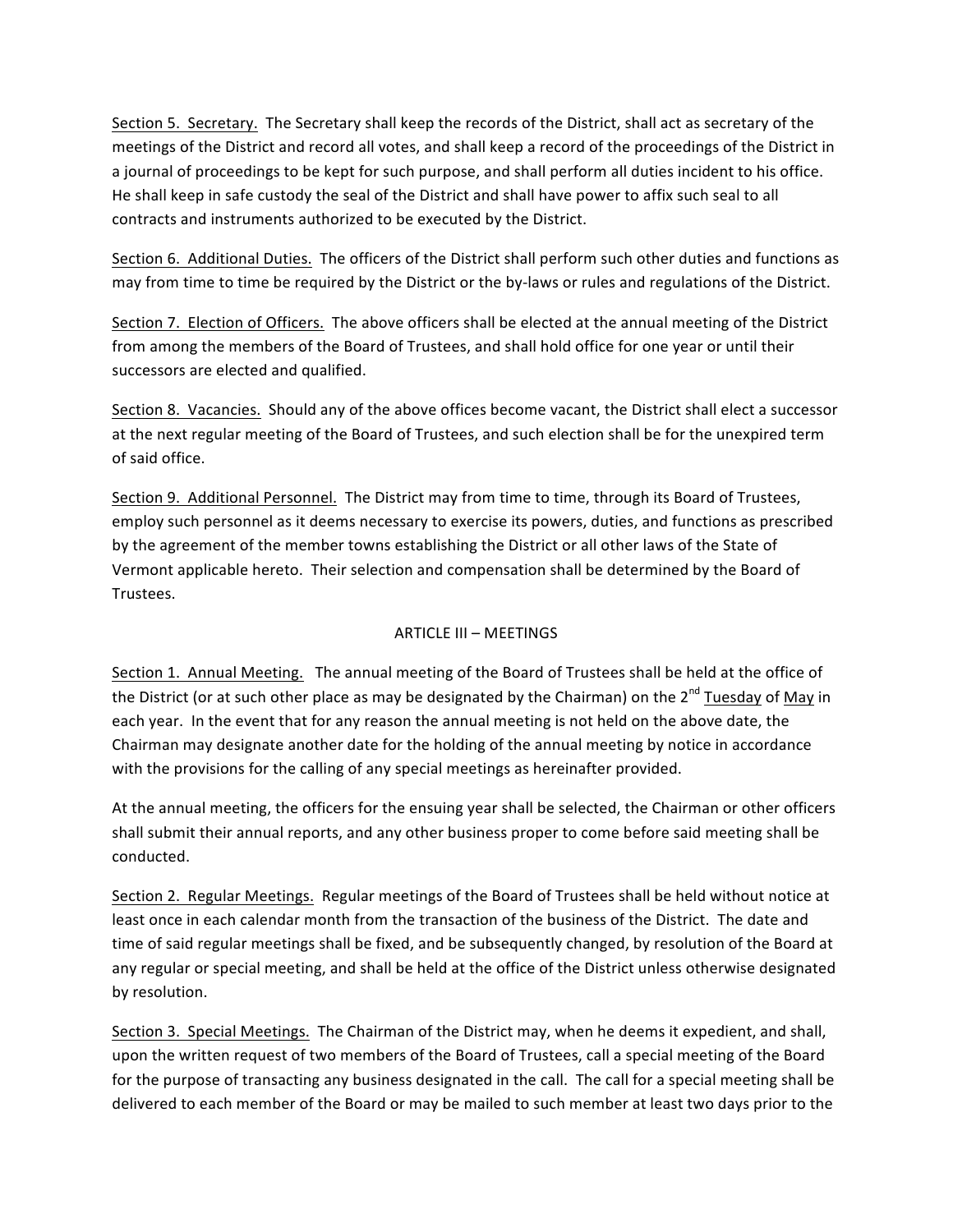Section 5. Secretary. The Secretary shall keep the records of the District, shall act as secretary of the meetings of the District and record all votes, and shall keep a record of the proceedings of the District in a journal of proceedings to be kept for such purpose, and shall perform all duties incident to his office. He shall keep in safe custody the seal of the District and shall have power to affix such seal to all contracts and instruments authorized to be executed by the District.

Section 6. Additional Duties. The officers of the District shall perform such other duties and functions as may from time to time be required by the District or the by-laws or rules and regulations of the District.

Section 7. Election of Officers. The above officers shall be elected at the annual meeting of the District from among the members of the Board of Trustees, and shall hold office for one year or until their successors are elected and qualified.

Section 8. Vacancies. Should any of the above offices become vacant, the District shall elect a successor at the next regular meeting of the Board of Trustees, and such election shall be for the unexpired term of said office.

Section 9. Additional Personnel. The District may from time to time, through its Board of Trustees, employ such personnel as it deems necessary to exercise its powers, duties, and functions as prescribed by the agreement of the member towns establishing the District or all other laws of the State of Vermont applicable hereto. Their selection and compensation shall be determined by the Board of Trustees.

## ARTICLE III – MEETINGS

Section 1. Annual Meeting. The annual meeting of the Board of Trustees shall be held at the office of the District (or at such other place as may be designated by the Chairman) on the 2nd Tuesday of May in each year. In the event that for any reason the annual meeting is not held on the above date, the Chairman may designate another date for the holding of the annual meeting by notice in accordance with the provisions for the calling of any special meetings as hereinafter provided.

At the annual meeting, the officers for the ensuing year shall be selected, the Chairman or other officers shall submit their annual reports, and any other business proper to come before said meeting shall be conducted.

Section 2. Regular Meetings. Regular meetings of the Board of Trustees shall be held without notice at least once in each calendar month from the transaction of the business of the District. The date and time of said regular meetings shall be fixed, and be subsequently changed, by resolution of the Board at any regular or special meeting, and shall be held at the office of the District unless otherwise designated by resolution.

Section 3. Special Meetings. The Chairman of the District may, when he deems it expedient, and shall, upon the written request of two members of the Board of Trustees, call a special meeting of the Board for the purpose of transacting any business designated in the call. The call for a special meeting shall be delivered to each member of the Board or may be mailed to such member at least two days prior to the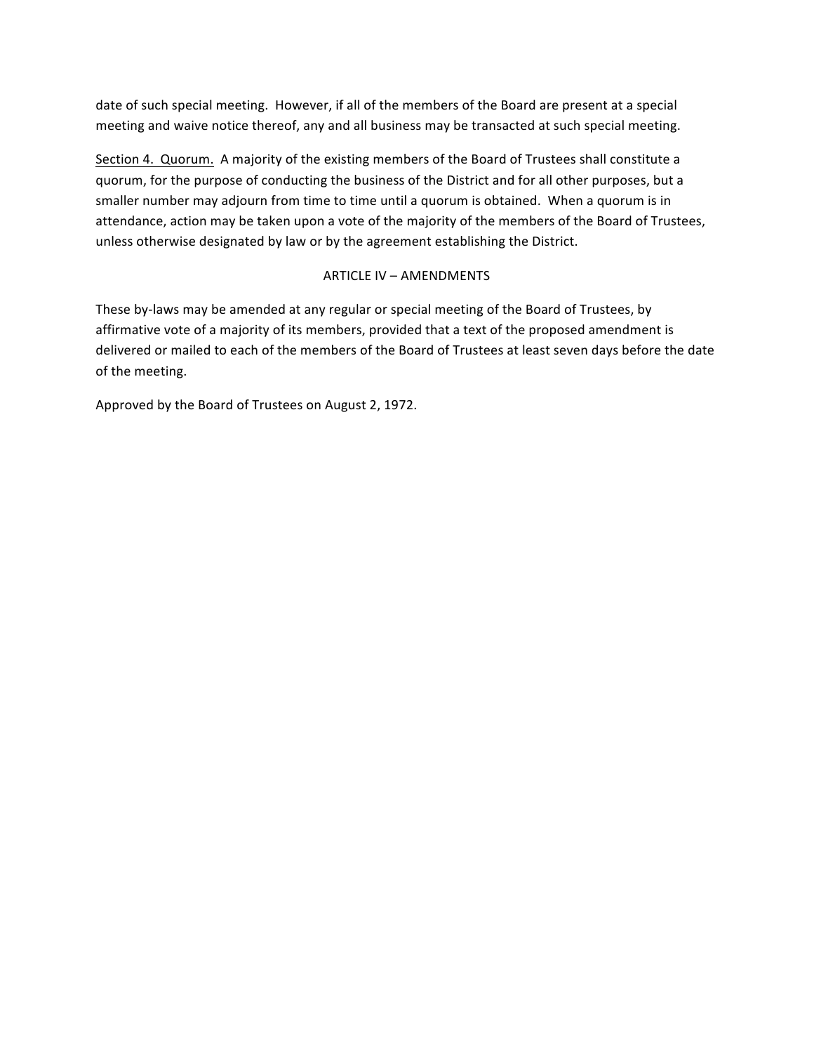date of such special meeting. However, if all of the members of the Board are present at a special meeting and waive notice thereof, any and all business may be transacted at such special meeting.

Section 4. Quorum. A majority of the existing members of the Board of Trustees shall constitute a quorum, for the purpose of conducting the business of the District and for all other purposes, but a smaller number may adjourn from time to time until a quorum is obtained. When a quorum is in attendance, action may be taken upon a vote of the majority of the members of the Board of Trustees, unless otherwise designated by law or by the agreement establishing the District.

## ARTICLE IV – AMENDMENTS

These by-laws may be amended at any regular or special meeting of the Board of Trustees, by affirmative vote of a majority of its members, provided that a text of the proposed amendment is delivered or mailed to each of the members of the Board of Trustees at least seven days before the date of the meeting.

Approved by the Board of Trustees on August 2, 1972.